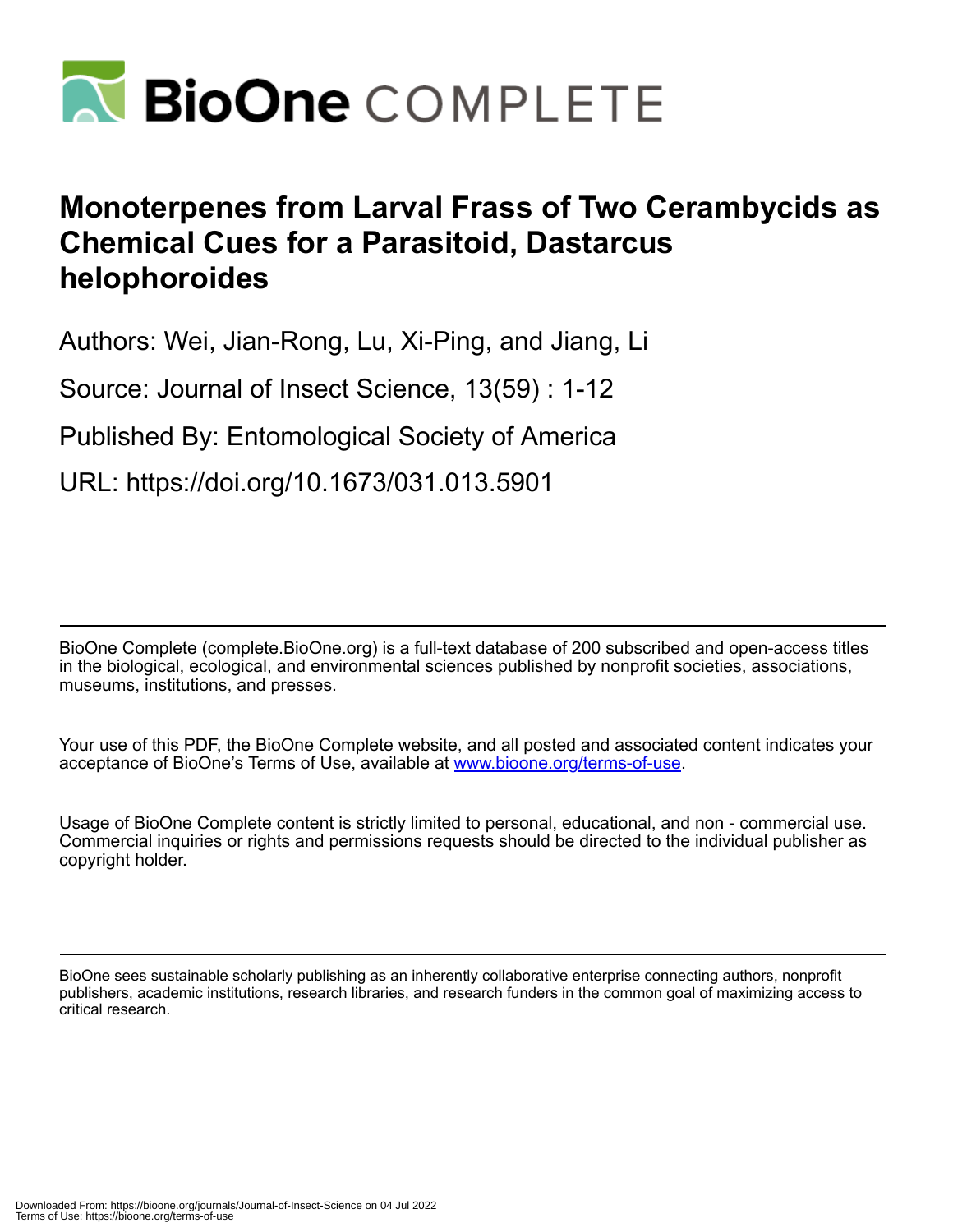# Monoterpenes from Larval Frass of Two Cerambycids as Chemical Cues for a Parasitoid, Dastarcus helophoroides

Authors: Wei, Jian-Rong, Lu, Xi-Ping, and Jiang, Li

Source: Journal of Insect Science, 13(59) : 1-12

Published By: Entomological Society of America

URL: https://doi.org/10.1673/031.013.5901

BioOne Complete (complete.BioOne.org) is a full-text database of 200 subscribed and open-access titles in the biological, ecological, and environmental sciences published by nonprofit societies, associations, museums, institutions, and presses.

Your use of this PDF, the BioOne Complete website, and all posted and associated content indicates your acceptance of BioOne's Terms of Use, available at www.bioone.org/terms-of-use.

Usage of BioOne Complete content is strictly limited to personal, educational, and non - commercial use. Commercial inquiries or rights and permissions requests should be directed to the individual publisher as copyright holder.

BioOne sees sustainable scholarly publishing as an inherently collaborative enterprise connecting authors, nonprofit publishers, academic institutions, research libraries, and research funders in the common goal of maximizing access to critical research.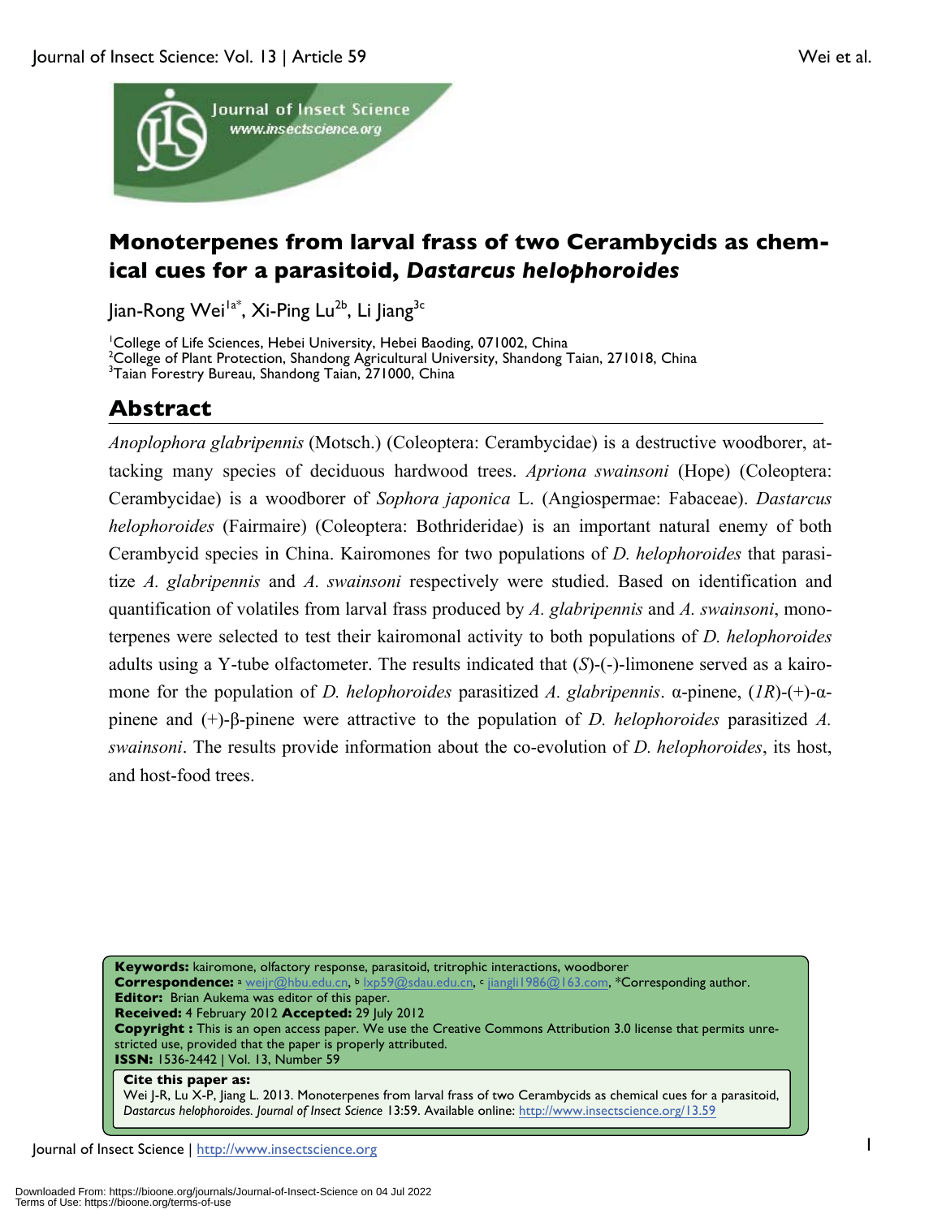# Monoterpenes from larval frass of two Cerambycids as chemical cues for a parasitoid, *Dastarcus helophoroides*

Jian-Rong Wei[1a*], Xi-Ping Lu[2b], Li Jiang[3c]

[1]College of Life Sciences, Hebei University, Hebei Baoding, 071002, China
[2]College of Plant Protection, Shandong Agricultural University, Shandong Taian, 271018, China
[3]Taian Forestry Bureau, Shandong Taian, 271000, China

## Abstract

*Anoplophora glabripennis* (Motsch.) (Coleoptera: Cerambycidae) is a destructive woodborer, attacking many species of deciduous hardwood trees. *Apriona swainsoni* (Hope) (Coleoptera: Cerambycidae) is a woodborer of *Sophora japonica* L. (Angiospermae: Fabaceae). *Dastarcus helophoroides* (Fairmaire) (Coleoptera: Bothrideridae) is an important natural enemy of both Cerambycid species in China. Kairomones for two populations of *D. helophoroides* that parasitize *A. glabripennis* and *A. swainsoni* respectively were studied. Based on identification and quantification of volatiles from larval frass produced by *A. glabripennis* and *A. swainsoni*, monoterpenes were selected to test their kairomonal activity to both populations of *D. helophoroides* adults using a Y-tube olfactometer. The results indicated that (*S*)-(-)-limonene served as a kairomone for the population of *D. helophoroides* parasitized *A. glabripennis*. α-pinene, (*1R*)-(+)-α-pinene and (+)-β-pinene were attractive to the population of *D. helophoroides* parasitized *A. swainsoni*. The results provide information about the co-evolution of *D. helophoroides*, its host, and host-food trees.

**Keywords:** kairomone, olfactory response, parasitoid, tritrophic interactions, woodborer
**Correspondence:** [a] weijr@hbu.edu.cn, [b] lxp59@sdau.edu.cn, [c] jiangli1986@163.com, *Corresponding author.
**Editor:** Brian Aukema was editor of this paper.
**Received:** 4 February 2012 **Accepted:** 29 July 2012
**Copyright :** This is an open access paper. We use the Creative Commons Attribution 3.0 license that permits unrestricted use, provided that the paper is properly attributed.
**ISSN:** 1536-2442 | Vol. 13, Number 59

**Cite this paper as:**
Wei J-R, Lu X-P, Jiang L. 2013. Monoterpenes from larval frass of two Cerambycids as chemical cues for a parasitoid, *Dastarcus helophoroides*. *Journal of Insect Science* 13:59. Available online: http://www.insectscience.org/13.59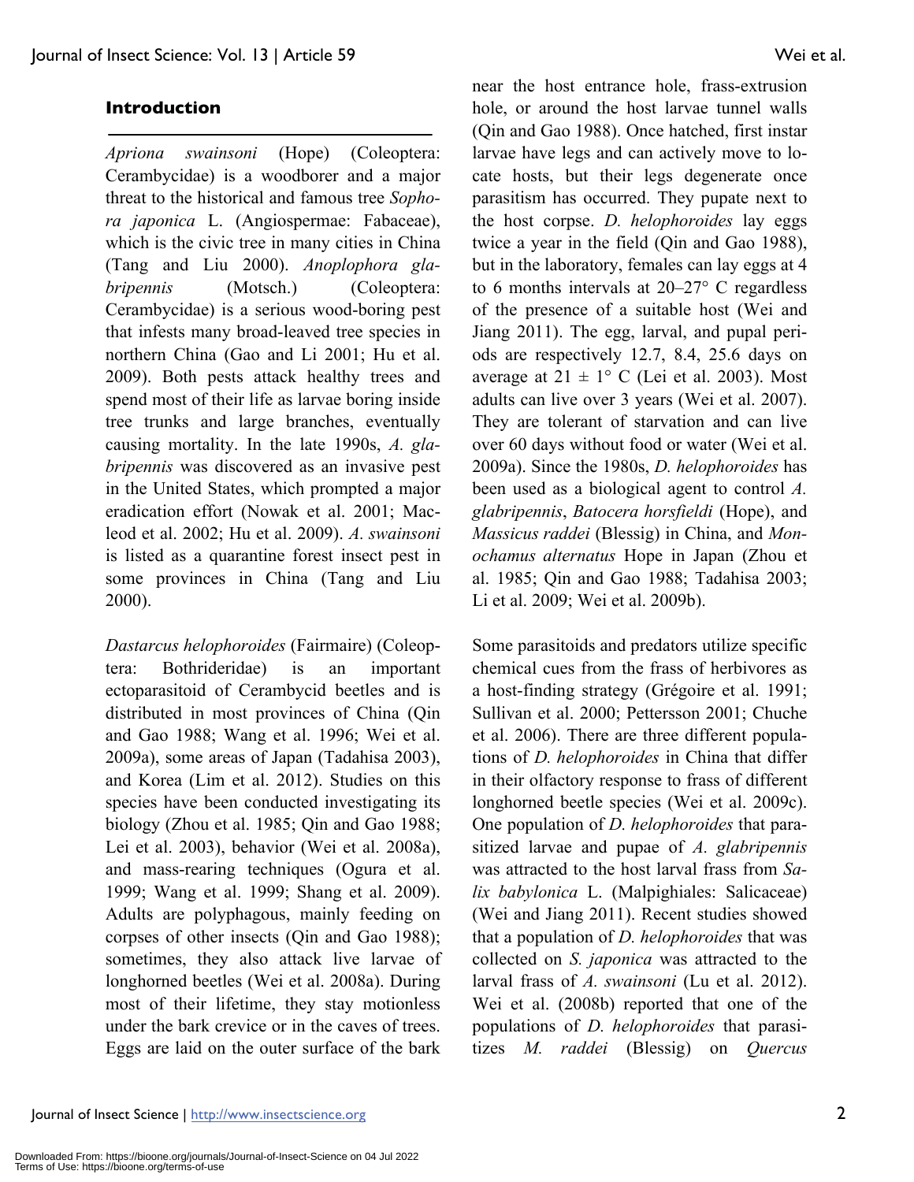## Introduction

*Apriona swainsoni* (Hope) (Coleoptera: Cerambycidae) is a woodborer and a major threat to the historical and famous tree *Sophora japonica* L. (Angiospermae: Fabaceae), which is the civic tree in many cities in China (Tang and Liu 2000). *Anoplophora glabripennis* (Motsch.) (Coleoptera: Cerambycidae) is a serious wood-boring pest that infests many broad-leaved tree species in northern China (Gao and Li 2001; Hu et al. 2009). Both pests attack healthy trees and spend most of their life as larvae boring inside tree trunks and large branches, eventually causing mortality. In the late 1990s, *A. glabripennis* was discovered as an invasive pest in the United States, which prompted a major eradication effort (Nowak et al. 2001; Macleod et al. 2002; Hu et al. 2009). *A. swainsoni* is listed as a quarantine forest insect pest in some provinces in China (Tang and Liu 2000).

*Dastarcus helophoroides* (Fairmaire) (Coleoptera: Bothrideridae) is an important ectoparasitoid of Cerambycid beetles and is distributed in most provinces of China (Qin and Gao 1988; Wang et al. 1996; Wei et al. 2009a), some areas of Japan (Tadahisa 2003), and Korea (Lim et al. 2012). Studies on this species have been conducted investigating its biology (Zhou et al. 1985; Qin and Gao 1988; Lei et al. 2003), behavior (Wei et al. 2008a), and mass-rearing techniques (Ogura et al. 1999; Wang et al. 1999; Shang et al. 2009). Adults are polyphagous, mainly feeding on corpses of other insects (Qin and Gao 1988); sometimes, they also attack live larvae of longhorned beetles (Wei et al. 2008a). During most of their lifetime, they stay motionless under the bark crevice or in the caves of trees. Eggs are laid on the outer surface of the bark near the host entrance hole, frass-extrusion hole, or around the host larvae tunnel walls (Qin and Gao 1988). Once hatched, first instar larvae have legs and can actively move to locate hosts, but their legs degenerate once parasitism has occurred. They pupate next to the host corpse. *D. helophoroides* lay eggs twice a year in the field (Qin and Gao 1988), but in the laboratory, females can lay eggs at 4 to 6 months intervals at 20–27° C regardless of the presence of a suitable host (Wei and Jiang 2011). The egg, larval, and pupal periods are respectively 12.7, 8.4, 25.6 days on average at $21 \pm 1$° C (Lei et al. 2003). Most adults can live over 3 years (Wei et al. 2007). They are tolerant of starvation and can live over 60 days without food or water (Wei et al. 2009a). Since the 1980s, *D. helophoroides* has been used as a biological agent to control *A. glabripennis*, *Batocera horsfieldi* (Hope), and *Massicus raddei* (Blessig) in China, and *Monochamus alternatus* Hope in Japan (Zhou et al. 1985; Qin and Gao 1988; Tadahisa 2003; Li et al. 2009; Wei et al. 2009b).

Some parasitoids and predators utilize specific chemical cues from the frass of herbivores as a host-finding strategy (Grégoire et al. 1991; Sullivan et al. 2000; Pettersson 2001; Chuche et al. 2006). There are three different populations of *D. helophoroides* in China that differ in their olfactory response to frass of different longhorned beetle species (Wei et al. 2009c). One population of *D. helophoroides* that parasitized larvae and pupae of *A. glabripennis* was attracted to the host larval frass from *Salix babylonica* L. (Malpighiales: Salicaceae) (Wei and Jiang 2011). Recent studies showed that a population of *D. helophoroides* that was collected on *S. japonica* was attracted to the larval frass of *A. swainsoni* (Lu et al. 2012). Wei et al. (2008b) reported that one of the populations of *D. helophoroides* that parasitizes *M. raddei* (Blessig) on *Quercus*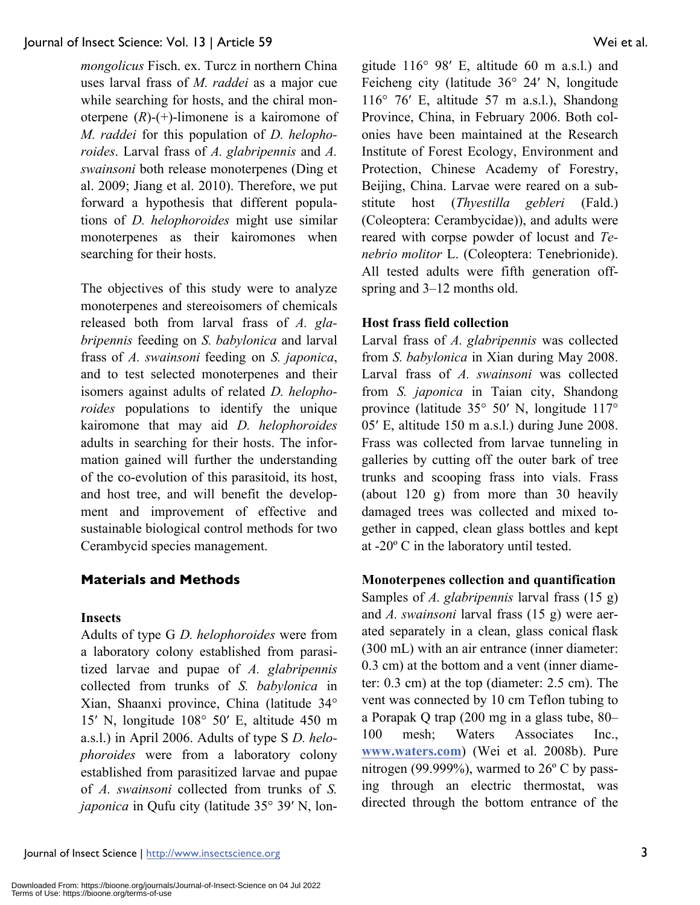*mongolicus* Fisch. ex. Turcz in northern China uses larval frass of *M. raddei* as a major cue while searching for hosts, and the chiral monoterpene (*R*)-(+)-limonene is a kairomone of *M. raddei* for this population of *D. helophoroides*. Larval frass of *A. glabripennis* and *A. swainsoni* both release monoterpenes (Ding et al. 2009; Jiang et al. 2010). Therefore, we put forward a hypothesis that different populations of *D. helophoroides* might use similar monoterpenes as their kairomones when searching for their hosts.

The objectives of this study were to analyze monoterpenes and stereoisomers of chemicals released both from larval frass of *A. glabripennis* feeding on *S. babylonica* and larval frass of *A. swainsoni* feeding on *S. japonica*, and to test selected monoterpenes and their isomers against adults of related *D. helophoroides* populations to identify the unique kairomone that may aid *D. helophoroides* adults in searching for their hosts. The information gained will further the understanding of the co-evolution of this parasitoid, its host, and host tree, and will benefit the development and improvement of effective and sustainable biological control methods for two Cerambycid species management.

## Materials and Methods

### Insects

Adults of type G *D. helophoroides* were from a laboratory colony established from parasitized larvae and pupae of *A. glabripennis* collected from trunks of *S. babylonica* in Xian, Shaanxi province, China (latitude 34° 15′ N, longitude 108° 50′ E, altitude 450 m a.s.l.) in April 2006. Adults of type S *D. helophoroides* were from a laboratory colony established from parasitized larvae and pupae of *A. swainsoni* collected from trunks of *S. japonica* in Qufu city (latitude 35° 39′ N, longitude 116° 98′ E, altitude 60 m a.s.l.) and Feicheng city (latitude 36° 24′ N, longitude 116° 76′ E, altitude 57 m a.s.l.), Shandong Province, China, in February 2006. Both colonies have been maintained at the Research Institute of Forest Ecology, Environment and Protection, Chinese Academy of Forestry, Beijing, China. Larvae were reared on a substitute host (*Thyestilla gebleri* (Fald.) (Coleoptera: Cerambycidae)), and adults were reared with corpse powder of locust and *Tenebrio molitor* L. (Coleoptera: Tenebrionide). All tested adults were fifth generation offspring and 3–12 months old.

### Host frass field collection

Larval frass of *A. glabripennis* was collected from *S. babylonica* in Xian during May 2008. Larval frass of *A. swainsoni* was collected from *S. japonica* in Taian city, Shandong province (latitude 35° 50′ N, longitude 117° 05′ E, altitude 150 m a.s.l.) during June 2008. Frass was collected from larvae tunneling in galleries by cutting off the outer bark of tree trunks and scooping frass into vials. Frass (about 120 g) from more than 30 heavily damaged trees was collected and mixed together in capped, clean glass bottles and kept at -20º C in the laboratory until tested.

### Monoterpenes collection and quantification

Samples of *A. glabripennis* larval frass (15 g) and *A. swainsoni* larval frass (15 g) were aerated separately in a clean, glass conical flask (300 mL) with an air entrance (inner diameter: 0.3 cm) at the bottom and a vent (inner diameter: 0.3 cm) at the top (diameter: 2.5 cm). The vent was connected by 10 cm Teflon tubing to a Porapak Q trap (200 mg in a glass tube, 80–100 mesh; Waters Associates Inc., www.waters.com) (Wei et al. 2008b). Pure nitrogen (99.999%), warmed to 26º C by passing through an electric thermostat, was directed through the bottom entrance of the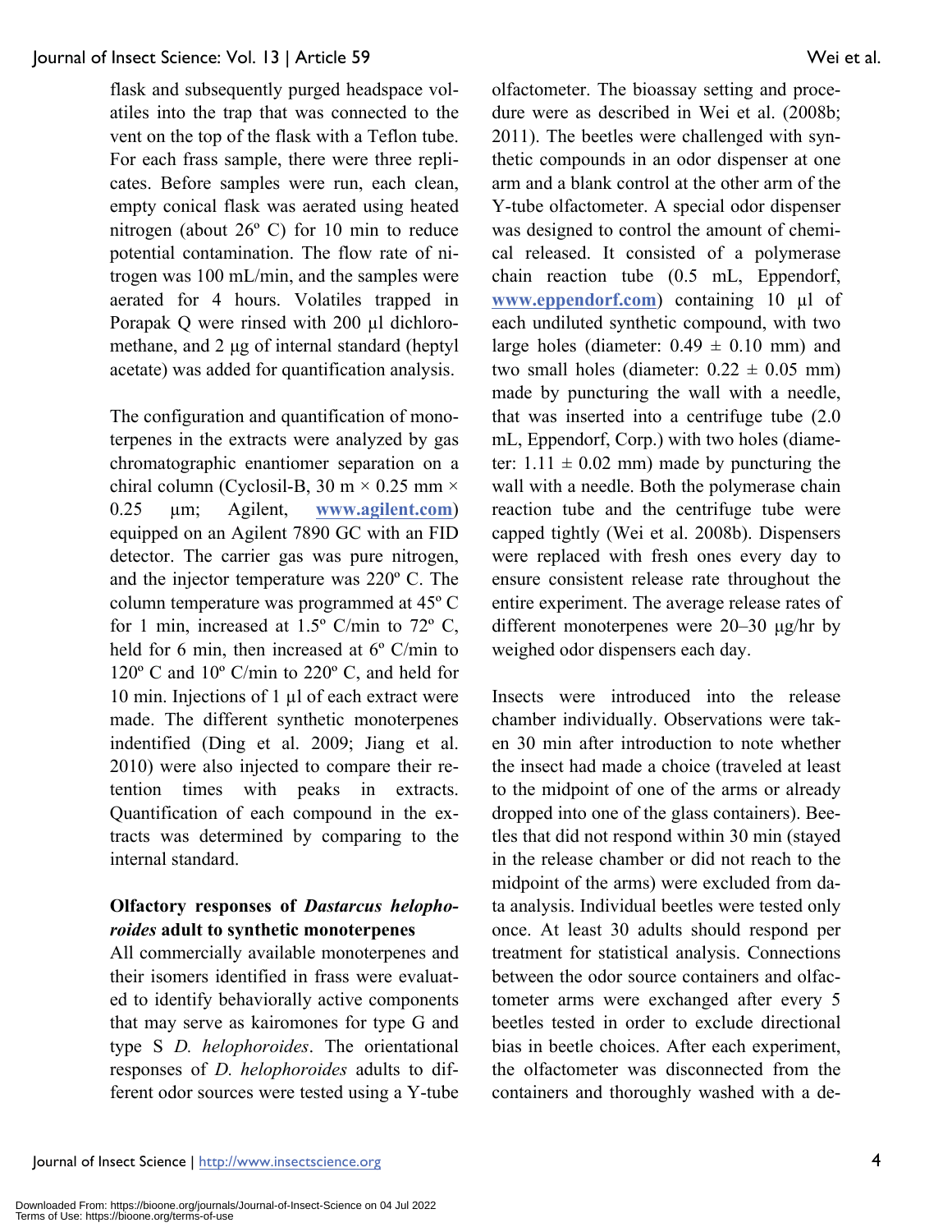flask and subsequently purged headspace volatiles into the trap that was connected to the vent on the top of the flask with a Teflon tube. For each frass sample, there were three replicates. Before samples were run, each clean, empty conical flask was aerated using heated nitrogen (about 26º C) for 10 min to reduce potential contamination. The flow rate of nitrogen was 100 mL/min, and the samples were aerated for 4 hours. Volatiles trapped in Porapak Q were rinsed with 200 µl dichloromethane, and 2 µg of internal standard (heptyl acetate) was added for quantification analysis.

The configuration and quantification of monoterpenes in the extracts were analyzed by gas chromatographic enantiomer separation on a chiral column (Cyclosil-B, 30 m × 0.25 mm × 0.25 µm; Agilent, www.agilent.com) equipped on an Agilent 7890 GC with an FID detector. The carrier gas was pure nitrogen, and the injector temperature was 220º C. The column temperature was programmed at 45º C for 1 min, increased at 1.5º C/min to 72º C, held for 6 min, then increased at 6º C/min to 120º C and 10º C/min to 220º C, and held for 10 min. Injections of 1 µl of each extract were made. The different synthetic monoterpenes indentified (Ding et al. 2009; Jiang et al. 2010) were also injected to compare their retention times with peaks in extracts. Quantification of each compound in the extracts was determined by comparing to the internal standard.

### Olfactory responses of *Dastarcus helophoroides* adult to synthetic monoterpenes

All commercially available monoterpenes and their isomers identified in frass were evaluated to identify behaviorally active components that may serve as kairomones for type G and type S *D. helophoroides*. The orientational responses of *D. helophoroides* adults to different odor sources were tested using a Y-tube olfactometer. The bioassay setting and procedure were as described in Wei et al. (2008b; 2011). The beetles were challenged with synthetic compounds in an odor dispenser at one arm and a blank control at the other arm of the Y-tube olfactometer. A special odor dispenser was designed to control the amount of chemical released. It consisted of a polymerase chain reaction tube (0.5 mL, Eppendorf, www.eppendorf.com) containing 10 µl of each undiluted synthetic compound, with two large holes (diameter: 0.49 ± 0.10 mm) and two small holes (diameter: 0.22 ± 0.05 mm) made by puncturing the wall with a needle, that was inserted into a centrifuge tube (2.0 mL, Eppendorf, Corp.) with two holes (diameter: 1.11 ± 0.02 mm) made by puncturing the wall with a needle. Both the polymerase chain reaction tube and the centrifuge tube were capped tightly (Wei et al. 2008b). Dispensers were replaced with fresh ones every day to ensure consistent release rate throughout the entire experiment. The average release rates of different monoterpenes were 20–30 µg/hr by weighed odor dispensers each day.

Insects were introduced into the release chamber individually. Observations were taken 30 min after introduction to note whether the insect had made a choice (traveled at least to the midpoint of one of the arms or already dropped into one of the glass containers). Beetles that did not respond within 30 min (stayed in the release chamber or did not reach to the midpoint of the arms) were excluded from data analysis. Individual beetles were tested only once. At least 30 adults should respond per treatment for statistical analysis. Connections between the odor source containers and olfactometer arms were exchanged after every 5 beetles tested in order to exclude directional bias in beetle choices. After each experiment, the olfactometer was disconnected from the containers and thoroughly washed with a de-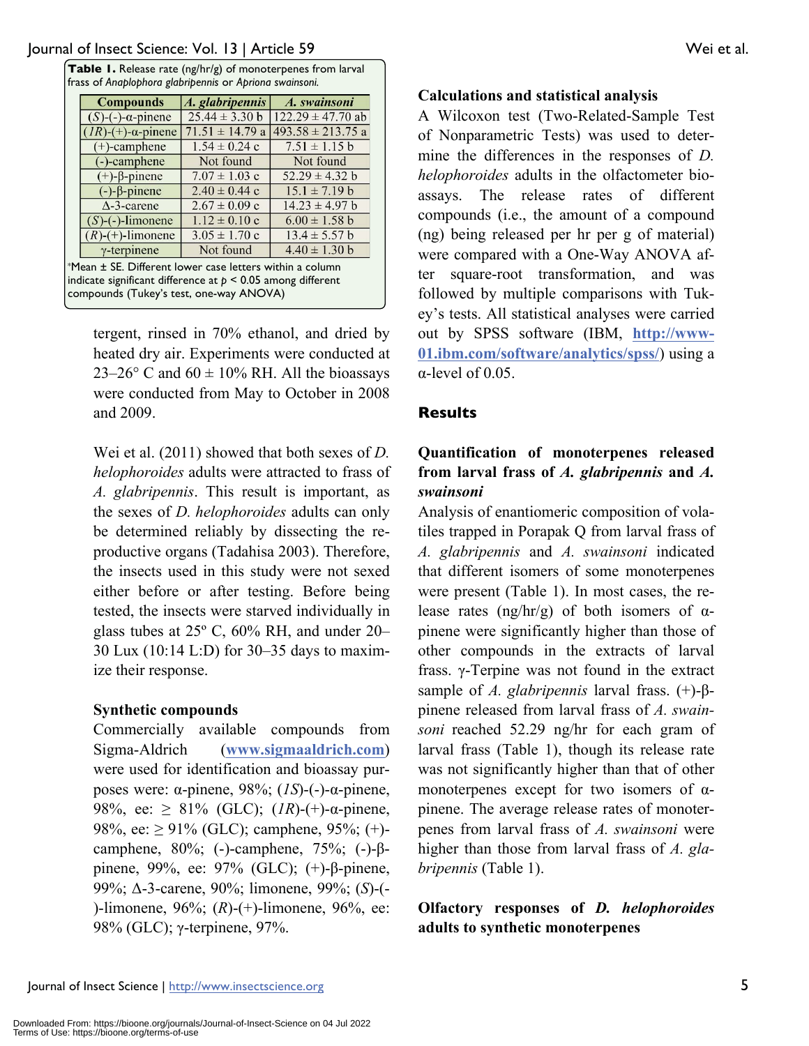**Table 1.** Release rate (ng/hr/g) of monoterpenes from larval frass of *Anaplophora glabripennis* or *Apriona swainsoni.*

| Compounds | *A. glabripennis* | *A. swainsoni* |
|---|---|---|
| (*S*)-(-)-α-pinene | 25.44 ± 3.30 b | 122.29 ± 47.70 ab |
| (*1R*)-(+)-α-pinene | 71.51 ± 14.79 a | 493.58 ± 213.75 a |
| (+)-camphene | 1.54 ± 0.24 c | 7.51 ± 1.15 b |
| (-)-camphene | Not found | Not found |
| (+)-β-pinene | 7.07 ± 1.03 c | 52.29 ± 4.32 b |
| (-)-β-pinene | 2.40 ± 0.44 c | 15.1 ± 7.19 b |
| Δ-3-carene | 2.67 ± 0.09 c | 14.23 ± 4.97 b |
| (*S*)-(-)-limonene | 1.12 ± 0.10 c | 6.00 ± 1.58 b |
| (*R*)-(+)-limonene | 3.05 ± 1.70 c | 13.4 ± 5.57 b |
| γ-terpinene | Not found | 4.40 ± 1.30 b |

*Mean ± SE. Different lower case letters within a column indicate significant difference at $p < 0.05$ among different compounds (Tukey's test, one-way ANOVA)

tergent, rinsed in 70% ethanol, and dried by heated dry air. Experiments were conducted at 23–26° C and 60 ± 10% RH. All the bioassays were conducted from May to October in 2008 and 2009.

Wei et al. (2011) showed that both sexes of *D. helophoroides* adults were attracted to frass of *A. glabripennis*. This result is important, as the sexes of *D. helophoroides* adults can only be determined reliably by dissecting the reproductive organs (Tadahisa 2003). Therefore, the insects used in this study were not sexed either before or after testing. Before being tested, the insects were starved individually in glass tubes at 25º C, 60% RH, and under 20–30 Lux (10:14 L:D) for 30–35 days to maximize their response.

**Synthetic compounds**

Commercially available compounds from Sigma-Aldrich (www.sigmaaldrich.com) were used for identification and bioassay purposes were: α-pinene, 98%; (*1S*)-(-)-α-pinene, 98%, ee: ≥ 81% (GLC); (*1R*)-(+)-α-pinene, 98%, ee: ≥ 91% (GLC); camphene, 95%; (+)-camphene, 80%; (-)-camphene, 75%; (-)-β-pinene, 99%, ee: 97% (GLC); (+)-β-pinene, 99%; Δ-3-carene, 90%; limonene, 99%; (*S*)-(-)-limonene, 96%; (*R*)-(+)-limonene, 96%, ee: 98% (GLC); γ-terpinene, 97%.

**Calculations and statistical analysis**

A Wilcoxon test (Two-Related-Sample Test of Nonparametric Tests) was used to determine the differences in the responses of *D. helophoroides* adults in the olfactometer bioassays. The release rates of different compounds (i.e., the amount of a compound (ng) being released per hr per g of material) were compared with a One-Way ANOVA after square-root transformation, and was followed by multiple comparisons with Tukey's tests. All statistical analyses were carried out by SPSS software (IBM, http://www-01.ibm.com/software/analytics/spss/) using a α-level of 0.05.

## Results

**Quantification of monoterpenes released from larval frass of *A. glabripennis* and *A. swainsoni***

Analysis of enantiomeric composition of volatiles trapped in Porapak Q from larval frass of *A. glabripennis* and *A. swainsoni* indicated that different isomers of some monoterpenes were present (Table 1). In most cases, the release rates (ng/hr/g) of both isomers of α-pinene were significantly higher than those of other compounds in the extracts of larval frass. γ-Terpine was not found in the extract sample of *A. glabripennis* larval frass. (+)-β-pinene released from larval frass of *A. swainsoni* reached 52.29 ng/hr for each gram of larval frass (Table 1), though its release rate was not significantly higher than that of other monoterpenes except for two isomers of α-pinene. The average release rates of monoterpenes from larval frass of *A. swainsoni* were higher than those from larval frass of *A. glabripennis* (Table 1).

**Olfactory responses of *D. helophoroides* adults to synthetic monoterpenes**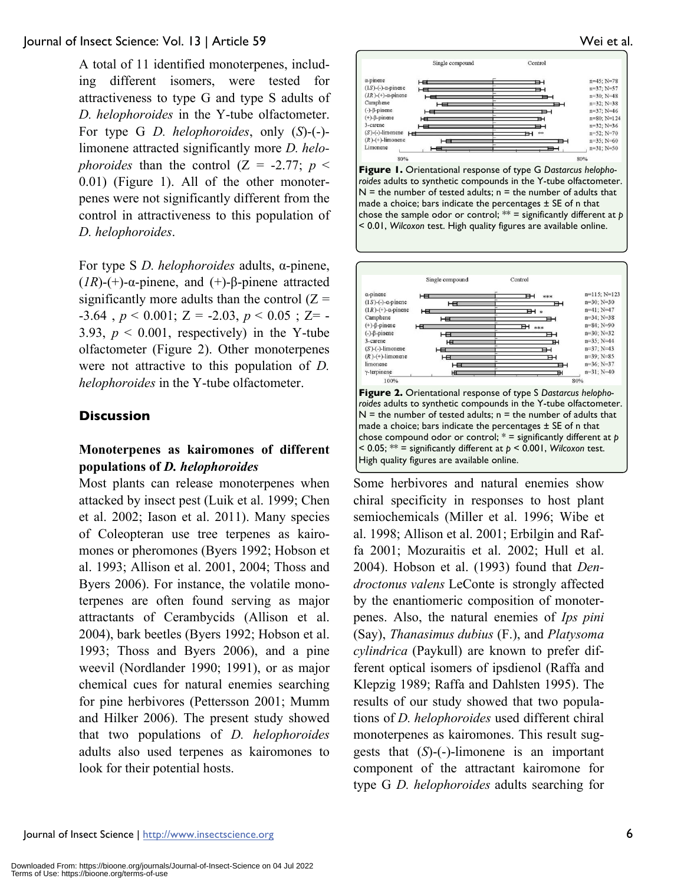A total of 11 identified monoterpenes, including different isomers, were tested for attractiveness to type G and type S adults of *D. helophoroides* in the Y-tube olfactometer. For type G *D. helophoroides*, only (*S*)-(-)-limonene attracted significantly more *D. helophoroides* than the control ($Z = -2.77$; $p < 0.01$) (Figure 1). All of the other monoterpenes were not significantly different from the control in attractiveness to this population of *D. helophoroides*.

For type S *D. helophoroides* adults, α-pinene, (*1R*)-(+)-α-pinene, and (+)-β-pinene attracted significantly more adults than the control ($Z = -3.64$, $p < 0.001$; $Z = -2.03$, $p < 0.05$; $Z = -3.93$, $p < 0.001$, respectively) in the Y-tube olfactometer (Figure 2). Other monoterpenes were not attractive to this population of *D. helophoroides* in the Y-tube olfactometer.

**Figure 1.** Orientational response of type G *Dastarcus helophoroides* adults to synthetic compounds in the Y-tube olfactometer. N = the number of tested adults; n = the number of adults that made a choice; bars indicate the percentages ± SE of n that chose the sample odor or control; ** = significantly different at $p < 0.01$, *Wilcoxon* test. High quality figures are available online.

**Figure 2.** Orientational response of type S *Dastarcus helophoroides* adults to synthetic compounds in the Y-tube olfactometer. N = the number of tested adults; n = the number of adults that made a choice; bars indicate the percentages ± SE of n that chose compound odor or control; * = significantly different at $p < 0.05$; ** = significantly different at $p < 0.001$, *Wilcoxon* test. High quality figures are available online.

## Discussion

### Monoterpenes as kairomones of different populations of *D. helophoroides*

Most plants can release monoterpenes when attacked by insect pest (Luik et al. 1999; Chen et al. 2002; Iason et al. 2011). Many species of Coleopteran use tree terpenes as kairomones or pheromones (Byers 1992; Hobson et al. 1993; Allison et al. 2001, 2004; Thoss and Byers 2006). For instance, the volatile monoterpenes are often found serving as major attractants of Cerambycids (Allison et al. 2004), bark beetles (Byers 1992; Hobson et al. 1993; Thoss and Byers 2006), and a pine weevil (Nordlander 1990; 1991), or as major chemical cues for natural enemies searching for pine herbivores (Pettersson 2001; Mumm and Hilker 2006). The present study showed that two populations of *D. helophoroides* adults also used terpenes as kairomones to look for their potential hosts.

Some herbivores and natural enemies show chiral specificity in responses to host plant semiochemicals (Miller et al. 1996; Wibe et al. 1998; Allison et al. 2001; Erbilgin and Raffa 2001; Mozuraitis et al. 2002; Hull et al. 2004). Hobson et al. (1993) found that *Dendroctonus valens* LeConte is strongly affected by the enantiomeric composition of monoterpenes. Also, the natural enemies of *Ips pini* (Say), *Thanasimus dubius* (F.), and *Platysoma cylindrica* (Paykull) are known to prefer different optical isomers of ipsdienol (Raffa and Klepzig 1989; Raffa and Dahlsten 1995). The results of our study showed that two populations of *D. helophoroides* used different chiral monoterpenes as kairomones. This result suggests that (*S*)-(-)-limonene is an important component of the attractant kairomone for type G *D. helophoroides* adults searching for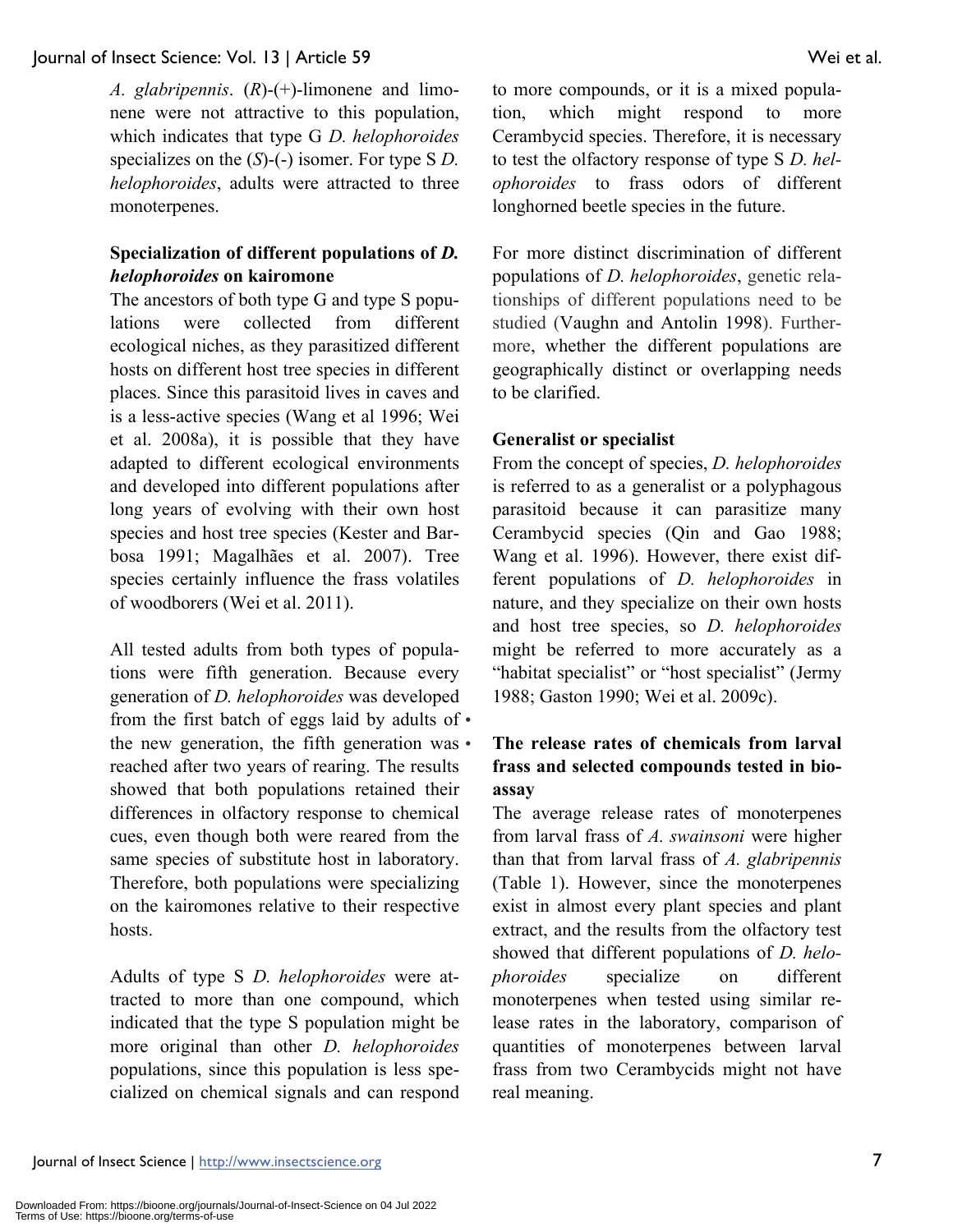*A. glabripennis*. (*R*)-(+)-limonene and limonene were not attractive to this population, which indicates that type G *D. helophoroides* specializes on the (*S*)-(-) isomer. For type S *D. helophoroides*, adults were attracted to three monoterpenes.

**Specialization of different populations of *D. helophoroides* on kairomone**

The ancestors of both type G and type S populations were collected from different ecological niches, as they parasitized different hosts on different host tree species in different places. Since this parasitoid lives in caves and is a less-active species (Wang et al 1996; Wei et al. 2008a), it is possible that they have adapted to different ecological environments and developed into different populations after long years of evolving with their own host species and host tree species (Kester and Barbosa 1991; Magalhães et al. 2007). Tree species certainly influence the frass volatiles of woodborers (Wei et al. 2011).

All tested adults from both types of populations were fifth generation. Because every generation of *D. helophoroides* was developed from the first batch of eggs laid by adults of the new generation, the fifth generation was reached after two years of rearing. The results showed that both populations retained their differences in olfactory response to chemical cues, even though both were reared from the same species of substitute host in laboratory. Therefore, both populations were specializing on the kairomones relative to their respective hosts.

Adults of type S *D. helophoroides* were attracted to more than one compound, which indicated that the type S population might be more original than other *D. helophoroides* populations, since this population is less specialized on chemical signals and can respond to more compounds, or it is a mixed population, which might respond to more Cerambycid species. Therefore, it is necessary to test the olfactory response of type S *D. helophoroides* to frass odors of different longhorned beetle species in the future.

For more distinct discrimination of different populations of *D. helophoroides*, genetic relationships of different populations need to be studied (Vaughn and Antolin 1998). Furthermore, whether the different populations are geographically distinct or overlapping needs to be clarified.

**Generalist or specialist**

From the concept of species, *D. helophoroides* is referred to as a generalist or a polyphagous parasitoid because it can parasitize many Cerambycid species (Qin and Gao 1988; Wang et al. 1996). However, there exist different populations of *D. helophoroides* in nature, and they specialize on their own hosts and host tree species, so *D. helophoroides* might be referred to more accurately as a "habitat specialist" or "host specialist" (Jermy 1988; Gaston 1990; Wei et al. 2009c).

**The release rates of chemicals from larval frass and selected compounds tested in bioassay**

The average release rates of monoterpenes from larval frass of *A. swainsoni* were higher than that from larval frass of *A. glabripennis* (Table 1). However, since the monoterpenes exist in almost every plant species and plant extract, and the results from the olfactory test showed that different populations of *D. helophoroides* specialize on different monoterpenes when tested using similar release rates in the laboratory, comparison of quantities of monoterpenes between larval frass from two Cerambycids might not have real meaning.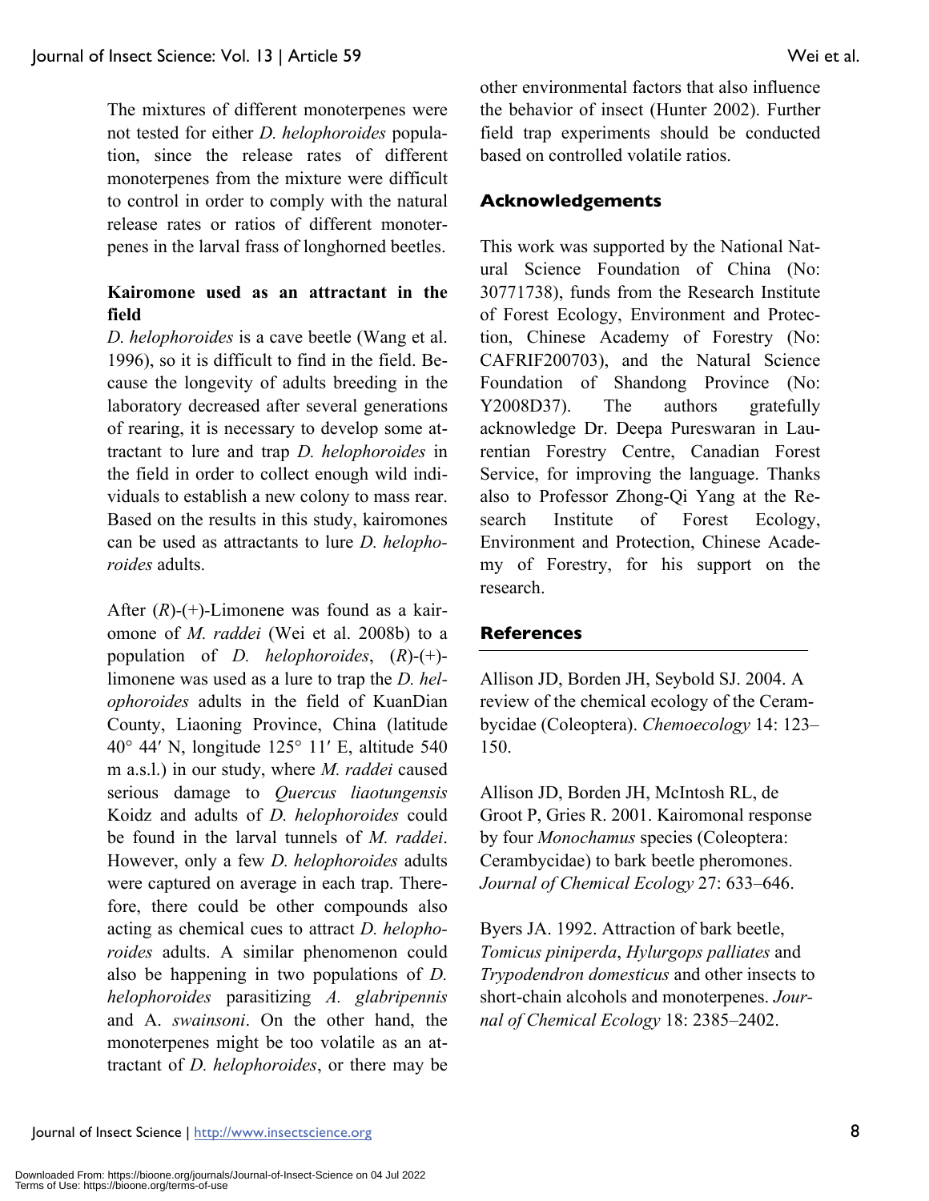The mixtures of different monoterpenes were not tested for either *D. helophoroides* population, since the release rates of different monoterpenes from the mixture were difficult to control in order to comply with the natural release rates or ratios of different monoterpenes in the larval frass of longhorned beetles.

### Kairomone used as an attractant in the field

*D. helophoroides* is a cave beetle (Wang et al. 1996), so it is difficult to find in the field. Because the longevity of adults breeding in the laboratory decreased after several generations of rearing, it is necessary to develop some attractant to lure and trap *D. helophoroides* in the field in order to collect enough wild individuals to establish a new colony to mass rear. Based on the results in this study, kairomones can be used as attractants to lure *D. helophoroides* adults.

After (*R*)-(+)-Limonene was found as a kairomone of *M. raddei* (Wei et al. 2008b) to a population of *D. helophoroides*, (*R*)-(+)-limonene was used as a lure to trap the *D. helophoroides* adults in the field of KuanDian County, Liaoning Province, China (latitude 40° 44′ N, longitude 125° 11′ E, altitude 540 m a.s.l.) in our study, where *M. raddei* caused serious damage to *Quercus liaotungensis* Koidz and adults of *D. helophoroides* could be found in the larval tunnels of *M. raddei*. However, only a few *D. helophoroides* adults were captured on average in each trap. Therefore, there could be other compounds also acting as chemical cues to attract *D. helophoroides* adults. A similar phenomenon could also be happening in two populations of *D. helophoroides* parasitizing *A. glabripennis* and A. *swainsoni*. On the other hand, the monoterpenes might be too volatile as an attractant of *D. helophoroides*, or there may be other environmental factors that also influence the behavior of insect (Hunter 2002). Further field trap experiments should be conducted based on controlled volatile ratios.

## Acknowledgements

This work was supported by the National Natural Science Foundation of China (No: 30771738), funds from the Research Institute of Forest Ecology, Environment and Protection, Chinese Academy of Forestry (No: CAFRIF200703), and the Natural Science Foundation of Shandong Province (No: Y2008D37). The authors gratefully acknowledge Dr. Deepa Pureswaran in Laurentian Forestry Centre, Canadian Forest Service, for improving the language. Thanks also to Professor Zhong-Qi Yang at the Research Institute of Forest Ecology, Environment and Protection, Chinese Academy of Forestry, for his support on the research.

## References

Allison JD, Borden JH, Seybold SJ. 2004. A review of the chemical ecology of the Cerambycidae (Coleoptera). *Chemoecology* 14: 123–150.

Allison JD, Borden JH, McIntosh RL, de Groot P, Gries R. 2001. Kairomonal response by four *Monochamus* species (Coleoptera: Cerambycidae) to bark beetle pheromones. *Journal of Chemical Ecology* 27: 633–646.

Byers JA. 1992. Attraction of bark beetle, *Tomicus piniperda*, *Hylurgops palliates* and *Trypodendron domesticus* and other insects to short-chain alcohols and monoterpenes. *Journal of Chemical Ecology* 18: 2385–2402.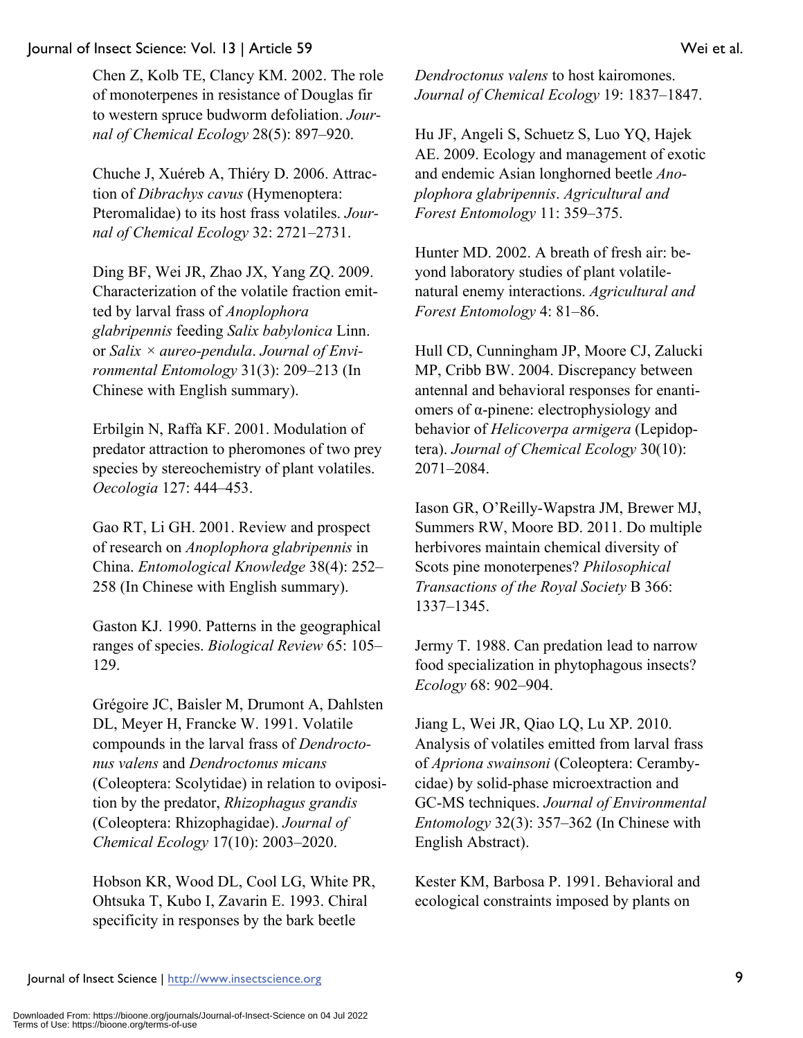Chen Z, Kolb TE, Clancy KM. 2002. The role of monoterpenes in resistance of Douglas fir to western spruce budworm defoliation. *Journal of Chemical Ecology* 28(5): 897–920.

Chuche J, Xuéreb A, Thiéry D. 2006. Attraction of *Dibrachys cavus* (Hymenoptera: Pteromalidae) to its host frass volatiles. *Journal of Chemical Ecology* 32: 2721–2731.

Ding BF, Wei JR, Zhao JX, Yang ZQ. 2009. Characterization of the volatile fraction emitted by larval frass of *Anoplophora glabripennis* feeding *Salix babylonica* Linn. or *Salix × aureo-pendula*. *Journal of Environmental Entomology* 31(3): 209–213 (In Chinese with English summary).

Erbilgin N, Raffa KF. 2001. Modulation of predator attraction to pheromones of two prey species by stereochemistry of plant volatiles. *Oecologia* 127: 444–453.

Gao RT, Li GH. 2001. Review and prospect of research on *Anoplophora glabripennis* in China. *Entomological Knowledge* 38(4): 252–258 (In Chinese with English summary).

Gaston KJ. 1990. Patterns in the geographical ranges of species. *Biological Review* 65: 105–129.

Grégoire JC, Baisler M, Drumont A, Dahlsten DL, Meyer H, Francke W. 1991. Volatile compounds in the larval frass of *Dendroctonus valens* and *Dendroctonus micans* (Coleoptera: Scolytidae) in relation to oviposition by the predator, *Rhizophagus grandis* (Coleoptera: Rhizophagidae). *Journal of Chemical Ecology* 17(10): 2003–2020.

Hobson KR, Wood DL, Cool LG, White PR, Ohtsuka T, Kubo I, Zavarin E. 1993. Chiral specificity in responses by the bark beetle *Dendroctonus valens* to host kairomones. *Journal of Chemical Ecology* 19: 1837–1847.

Hu JF, Angeli S, Schuetz S, Luo YQ, Hajek AE. 2009. Ecology and management of exotic and endemic Asian longhorned beetle *Anoplophora glabripennis*. *Agricultural and Forest Entomology* 11: 359–375.

Hunter MD. 2002. A breath of fresh air: beyond laboratory studies of plant volatile-natural enemy interactions. *Agricultural and Forest Entomology* 4: 81–86.

Hull CD, Cunningham JP, Moore CJ, Zalucki MP, Cribb BW. 2004. Discrepancy between antennal and behavioral responses for enantiomers of α-pinene: electrophysiology and behavior of *Helicoverpa armigera* (Lepidoptera). *Journal of Chemical Ecology* 30(10): 2071–2084.

Iason GR, O'Reilly-Wapstra JM, Brewer MJ, Summers RW, Moore BD. 2011. Do multiple herbivores maintain chemical diversity of Scots pine monoterpenes? *Philosophical Transactions of the Royal Society* B 366: 1337–1345.

Jermy T. 1988. Can predation lead to narrow food specialization in phytophagous insects? *Ecology* 68: 902–904.

Jiang L, Wei JR, Qiao LQ, Lu XP. 2010. Analysis of volatiles emitted from larval frass of *Apriona swainsoni* (Coleoptera: Cerambycidae) by solid-phase microextraction and GC-MS techniques. *Journal of Environmental Entomology* 32(3): 357–362 (In Chinese with English Abstract).

Kester KM, Barbosa P. 1991. Behavioral and ecological constraints imposed by plants on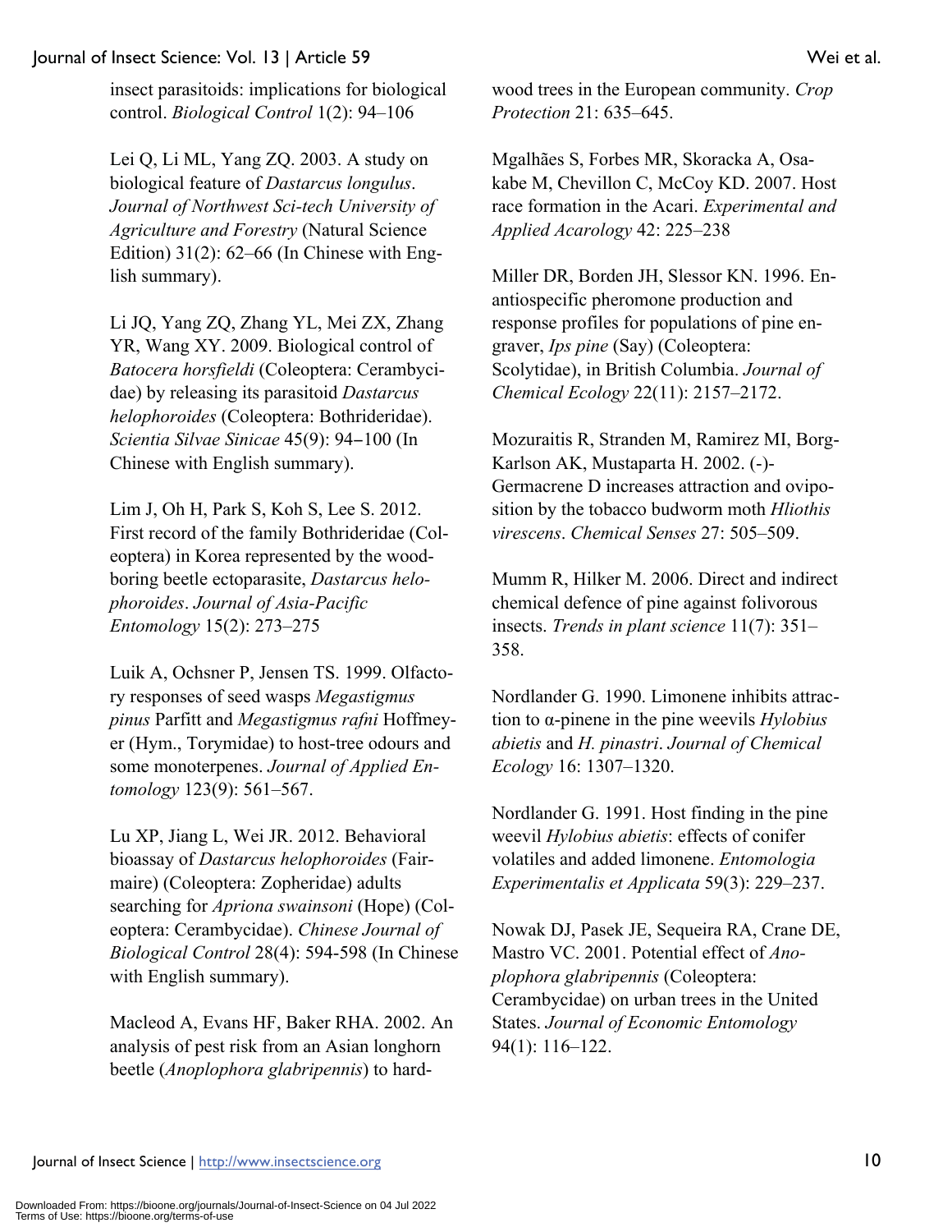insect parasitoids: implications for biological control. *Biological Control* 1(2): 94–106

Lei Q, Li ML, Yang ZQ. 2003. A study on biological feature of *Dastarcus longulus*. *Journal of Northwest Sci-tech University of Agriculture and Forestry* (Natural Science Edition) 31(2): 62–66 (In Chinese with English summary).

Li JQ, Yang ZQ, Zhang YL, Mei ZX, Zhang YR, Wang XY. 2009. Biological control of *Batocera horsfieldi* (Coleoptera: Cerambycidae) by releasing its parasitoid *Dastarcus helophoroides* (Coleoptera: Bothrideridae). *Scientia Silvae Sinicae* 45(9): 94–100 (In Chinese with English summary).

Lim J, Oh H, Park S, Koh S, Lee S. 2012. First record of the family Bothrideridae (Coleoptera) in Korea represented by the wood-boring beetle ectoparasite, *Dastarcus helophoroides*. *Journal of Asia-Pacific Entomology* 15(2): 273–275

Luik A, Ochsner P, Jensen TS. 1999. Olfactory responses of seed wasps *Megastigmus pinus* Parfitt and *Megastigmus rafni* Hoffmeyer (Hym., Torymidae) to host-tree odours and some monoterpenes. *Journal of Applied Entomology* 123(9): 561–567.

Lu XP, Jiang L, Wei JR. 2012. Behavioral bioassay of *Dastarcus helophoroides* (Fairmaire) (Coleoptera: Zopheridae) adults searching for *Apriona swainsoni* (Hope) (Coleoptera: Cerambycidae). *Chinese Journal of Biological Control* 28(4): 594-598 (In Chinese with English summary).

Macleod A, Evans HF, Baker RHA. 2002. An analysis of pest risk from an Asian longhorn beetle (*Anoplophora glabripennis*) to hardwood trees in the European community. *Crop Protection* 21: 635–645.

Mgalhães S, Forbes MR, Skoracka A, Osakabe M, Chevillon C, McCoy KD. 2007. Host race formation in the Acari. *Experimental and Applied Acarology* 42: 225–238

Miller DR, Borden JH, Slessor KN. 1996. Enantiospecific pheromone production and response profiles for populations of pine engraver, *Ips pine* (Say) (Coleoptera: Scolytidae), in British Columbia. *Journal of Chemical Ecology* 22(11): 2157–2172.

Mozuraitis R, Stranden M, Ramirez MI, Borg-Karlson AK, Mustaparta H. 2002. (-)-Germacrene D increases attraction and oviposition by the tobacco budworm moth *Hliothis virescens*. *Chemical Senses* 27: 505–509.

Mumm R, Hilker M. 2006. Direct and indirect chemical defence of pine against folivorous insects. *Trends in plant science* 11(7): 351–358.

Nordlander G. 1990. Limonene inhibits attraction to α-pinene in the pine weevils *Hylobius abietis* and *H. pinastri*. *Journal of Chemical Ecology* 16: 1307–1320.

Nordlander G. 1991. Host finding in the pine weevil *Hylobius abietis*: effects of conifer volatiles and added limonene. *Entomologia Experimentalis et Applicata* 59(3): 229–237.

Nowak DJ, Pasek JE, Sequeira RA, Crane DE, Mastro VC. 2001. Potential effect of *Anoplophora glabripennis* (Coleoptera: Cerambycidae) on urban trees in the United States. *Journal of Economic Entomology* 94(1): 116–122.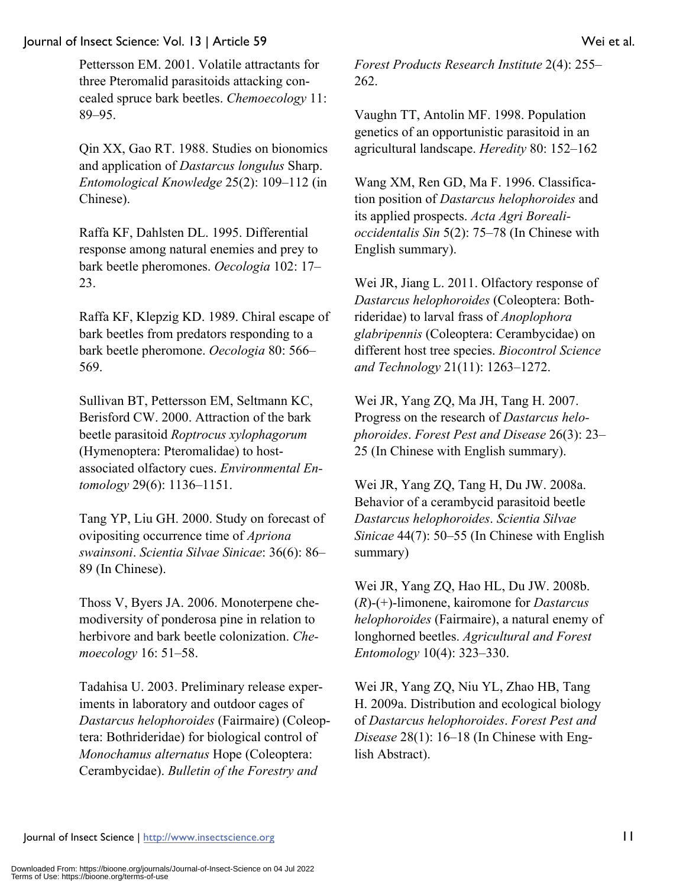Pettersson EM. 2001. Volatile attractants for three Pteromalid parasitoids attacking concealed spruce bark beetles. *Chemoecology* 11: 89–95.

Qin XX, Gao RT. 1988. Studies on bionomics and application of *Dastarcus longulus* Sharp. *Entomological Knowledge* 25(2): 109–112 (in Chinese).

Raffa KF, Dahlsten DL. 1995. Differential response among natural enemies and prey to bark beetle pheromones. *Oecologia* 102: 17–23.

Raffa KF, Klepzig KD. 1989. Chiral escape of bark beetles from predators responding to a bark beetle pheromone. *Oecologia* 80: 566–569.

Sullivan BT, Pettersson EM, Seltmann KC, Berisford CW. 2000. Attraction of the bark beetle parasitoid *Roptrocus xylophagorum* (Hymenoptera: Pteromalidae) to host-associated olfactory cues. *Environmental Entomology* 29(6): 1136–1151.

Tang YP, Liu GH. 2000. Study on forecast of ovipositing occurrence time of *Apriona swainsoni*. *Scientia Silvae Sinicae*: 36(6): 86–89 (In Chinese).

Thoss V, Byers JA. 2006. Monoterpene chemodiversity of ponderosa pine in relation to herbivore and bark beetle colonization. *Chemoecology* 16: 51–58.

Tadahisa U. 2003. Preliminary release experiments in laboratory and outdoor cages of *Dastarcus helophoroides* (Fairmaire) (Coleoptera: Bothrideridae) for biological control of *Monochamus alternatus* Hope (Coleoptera: Cerambycidae). *Bulletin of the Forestry and Forest Products Research Institute* 2(4): 255–262.

Vaughn TT, Antolin MF. 1998. Population genetics of an opportunistic parasitoid in an agricultural landscape. *Heredity* 80: 152–162

Wang XM, Ren GD, Ma F. 1996. Classification position of *Dastarcus helophoroides* and its applied prospects. *Acta Agri Boreali-occidentalis Sin* 5(2): 75–78 (In Chinese with English summary).

Wei JR, Jiang L. 2011. Olfactory response of *Dastarcus helophoroides* (Coleoptera: Bothrideridae) to larval frass of *Anoplophora glabripennis* (Coleoptera: Cerambycidae) on different host tree species. *Biocontrol Science and Technology* 21(11): 1263–1272.

Wei JR, Yang ZQ, Ma JH, Tang H. 2007. Progress on the research of *Dastarcus helophoroides*. *Forest Pest and Disease* 26(3): 23–25 (In Chinese with English summary).

Wei JR, Yang ZQ, Tang H, Du JW. 2008a. Behavior of a cerambycid parasitoid beetle *Dastarcus helophoroides*. *Scientia Silvae Sinicae* 44(7): 50–55 (In Chinese with English summary)

Wei JR, Yang ZQ, Hao HL, Du JW. 2008b. (*R*)-(+)-limonene, kairomone for *Dastarcus helophoroides* (Fairmaire), a natural enemy of longhorned beetles. *Agricultural and Forest Entomology* 10(4): 323–330.

Wei JR, Yang ZQ, Niu YL, Zhao HB, Tang H. 2009a. Distribution and ecological biology of *Dastarcus helophoroides*. *Forest Pest and Disease* 28(1): 16–18 (In Chinese with English Abstract).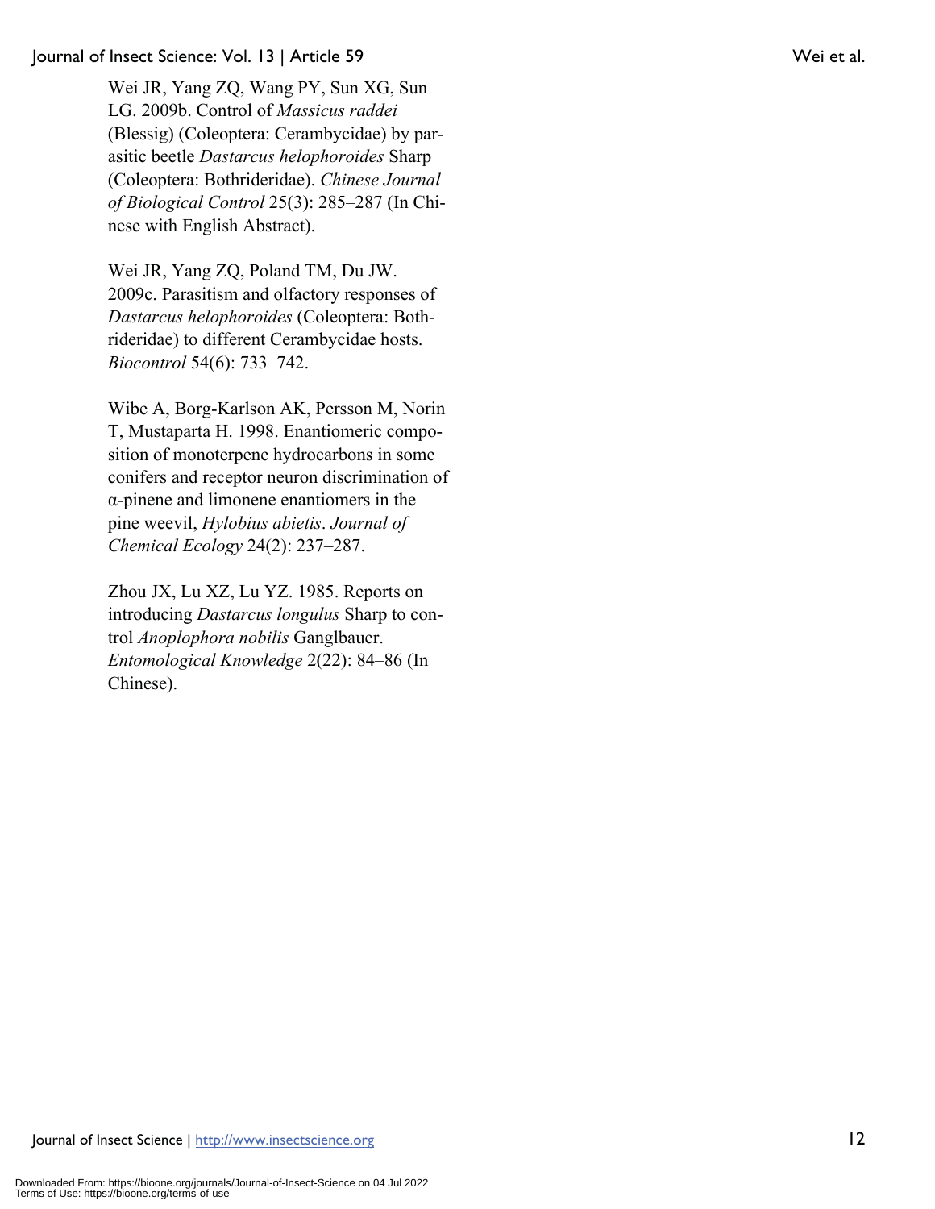Wei JR, Yang ZQ, Wang PY, Sun XG, Sun LG. 2009b. Control of *Massicus raddei* (Blessig) (Coleoptera: Cerambycidae) by parasitic beetle *Dastarcus helophoroides* Sharp (Coleoptera: Bothrideridae). *Chinese Journal of Biological Control* 25(3): 285–287 (In Chinese with English Abstract).

Wei JR, Yang ZQ, Poland TM, Du JW. 2009c. Parasitism and olfactory responses of *Dastarcus helophoroides* (Coleoptera: Bothrideridae) to different Cerambycidae hosts. *Biocontrol* 54(6): 733–742.

Wibe A, Borg-Karlson AK, Persson M, Norin T, Mustaparta H. 1998. Enantiomeric composition of monoterpene hydrocarbons in some conifers and receptor neuron discrimination of α-pinene and limonene enantiomers in the pine weevil, *Hylobius abietis*. *Journal of Chemical Ecology* 24(2): 237–287.

Zhou JX, Lu XZ, Lu YZ. 1985. Reports on introducing *Dastarcus longulus* Sharp to control *Anoplophora nobilis* Ganglbauer. *Entomological Knowledge* 2(22): 84–86 (In Chinese).